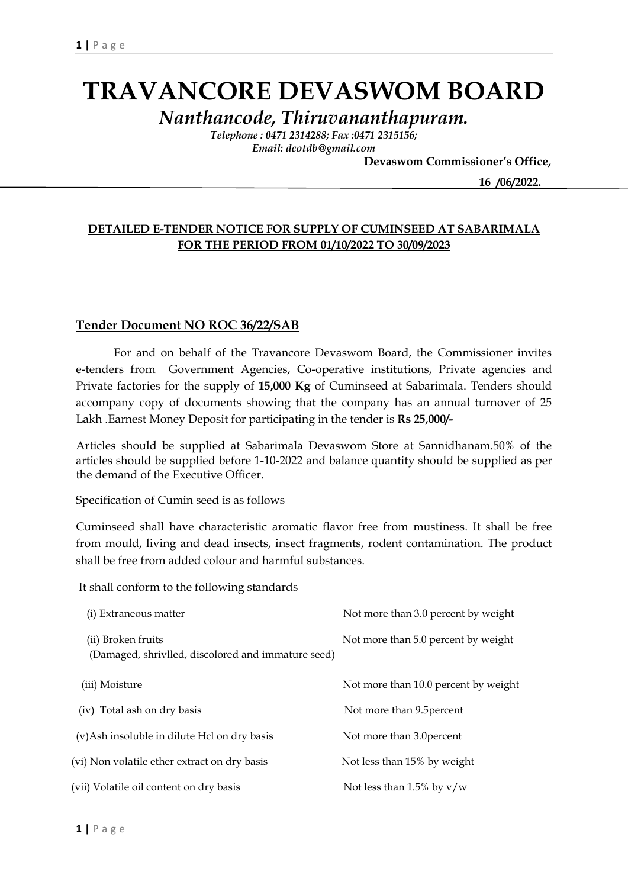# TRAVANCORE DEVASWOM BOARD

*Nanthancode, Thiruvananthapuram.*

*Telephone : 0471 2314288; Fax :0471 2315156;*
*Email: dcotdb@gmail.com*

**Devaswom Commissioner's Office,**

**16 /06/2022.**

**DETAILED E-TENDER NOTICE FOR SUPPLY OF CUMINSEED AT SABARIMALA FOR THE PERIOD FROM 01/10/2022 TO 30/09/2023**

**Tender Document NO ROC 36/22/SAB**

For and on behalf of the Travancore Devaswom Board, the Commissioner invites e-tenders from Government Agencies, Co-operative institutions, Private agencies and Private factories for the supply of **15,000 Kg** of Cuminseed at Sabarimala. Tenders should accompany copy of documents showing that the company has an annual turnover of 25 Lakh .Earnest Money Deposit for participating in the tender is **Rs 25,000/-**

Articles should be supplied at Sabarimala Devaswom Store at Sannidhanam.50% of the articles should be supplied before 1-10-2022 and balance quantity should be supplied as per the demand of the Executive Officer.

Specification of Cumin seed is as follows

Cuminseed shall have characteristic aromatic flavor free from mustiness. It shall be free from mould, living and dead insects, insect fragments, rodent contamination. The product shall be free from added colour and harmful substances.

It shall conform to the following standards

| | |
|---|---|
| (i) Extraneous matter | Not more than 3.0 percent by weight |
| (ii) Broken fruits (Damaged, shrivlled, discolored and immature seed) | Not more than 5.0 percent by weight |
| (iii) Moisture | Not more than 10.0 percent by weight |
| (iv) Total ash on dry basis | Not more than 9.5percent |
| (v)Ash insoluble in dilute Hcl on dry basis | Not more than 3.0percent |
| (vi) Non volatile ether extract on dry basis | Not less than 15% by weight |
| (vii) Volatile oil content on dry basis | Not less than 1.5% by v/w |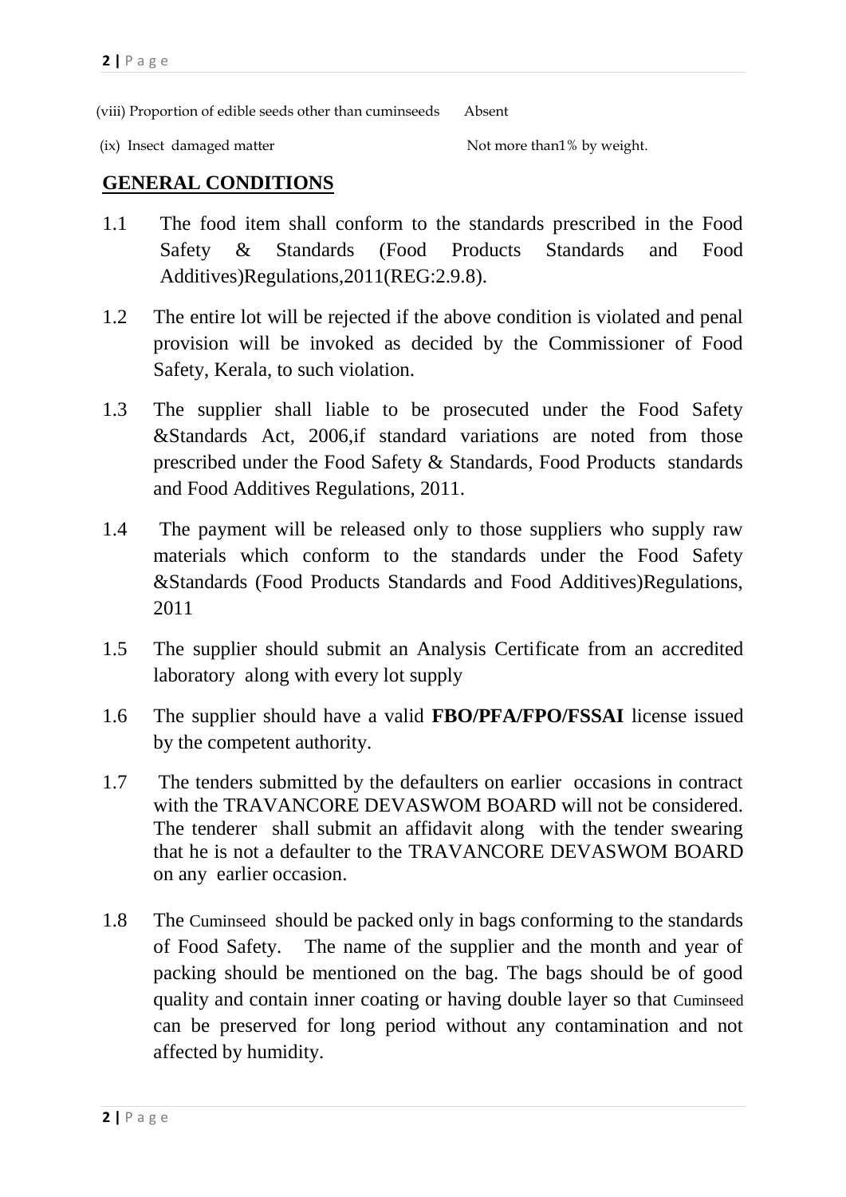(viii) Proportion of edible seeds other than cuminseeds      Absent

(ix) Insect damaged matter      Not more than1% by weight.

## GENERAL CONDITIONS

1.1 The food item shall conform to the standards prescribed in the Food Safety & Standards (Food Products Standards and Food Additives)Regulations,2011(REG:2.9.8).

1.2 The entire lot will be rejected if the above condition is violated and penal provision will be invoked as decided by the Commissioner of Food Safety, Kerala, to such violation.

1.3 The supplier shall liable to be prosecuted under the Food Safety &Standards Act, 2006,if standard variations are noted from those prescribed under the Food Safety & Standards, Food Products standards and Food Additives Regulations, 2011.

1.4 The payment will be released only to those suppliers who supply raw materials which conform to the standards under the Food Safety &Standards (Food Products Standards and Food Additives)Regulations, 2011

1.5 The supplier should submit an Analysis Certificate from an accredited laboratory along with every lot supply

1.6 The supplier should have a valid **FBO/PFA/FPO/FSSAI** license issued by the competent authority.

1.7 The tenders submitted by the defaulters on earlier occasions in contract with the TRAVANCORE DEVASWOM BOARD will not be considered. The tenderer shall submit an affidavit along with the tender swearing that he is not a defaulter to the TRAVANCORE DEVASWOM BOARD on any earlier occasion.

1.8 The Cuminseed should be packed only in bags conforming to the standards of Food Safety. The name of the supplier and the month and year of packing should be mentioned on the bag. The bags should be of good quality and contain inner coating or having double layer so that Cuminseed can be preserved for long period without any contamination and not affected by humidity.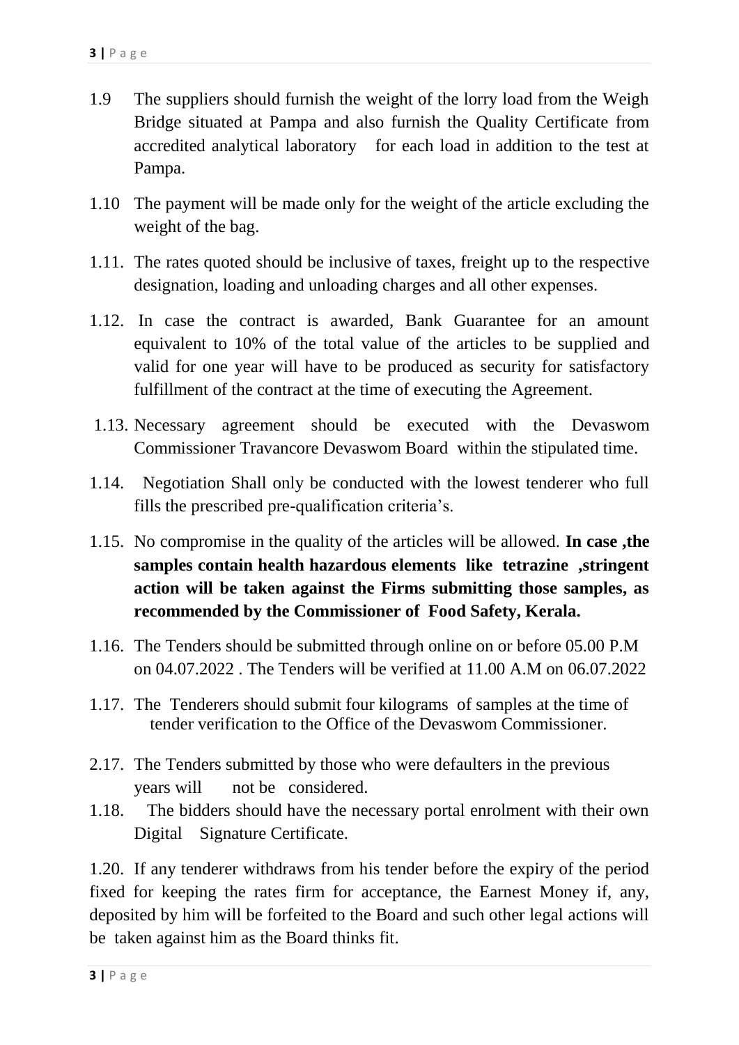1.9 The suppliers should furnish the weight of the lorry load from the Weigh Bridge situated at Pampa and also furnish the Quality Certificate from accredited analytical laboratory for each load in addition to the test at Pampa.

1.10 The payment will be made only for the weight of the article excluding the weight of the bag.

1.11. The rates quoted should be inclusive of taxes, freight up to the respective designation, loading and unloading charges and all other expenses.

1.12. In case the contract is awarded, Bank Guarantee for an amount equivalent to 10% of the total value of the articles to be supplied and valid for one year will have to be produced as security for satisfactory fulfillment of the contract at the time of executing the Agreement.

1.13. Necessary agreement should be executed with the Devaswom Commissioner Travancore Devaswom Board within the stipulated time.

1.14. Negotiation Shall only be conducted with the lowest tenderer who full fills the prescribed pre-qualification criteria's.

1.15. No compromise in the quality of the articles will be allowed. **In case ,the samples contain health hazardous elements like tetrazine ,stringent action will be taken against the Firms submitting those samples, as recommended by the Commissioner of Food Safety, Kerala.**

1.16. The Tenders should be submitted through online on or before 05.00 P.M on 04.07.2022 . The Tenders will be verified at 11.00 A.M on 06.07.2022

1.17. The Tenderers should submit four kilograms of samples at the time of tender verification to the Office of the Devaswom Commissioner.

2.17. The Tenders submitted by those who were defaulters in the previous years will not be considered.

1.18. The bidders should have the necessary portal enrolment with their own Digital Signature Certificate.

1.20. If any tenderer withdraws from his tender before the expiry of the period fixed for keeping the rates firm for acceptance, the Earnest Money if, any, deposited by him will be forfeited to the Board and such other legal actions will be taken against him as the Board thinks fit.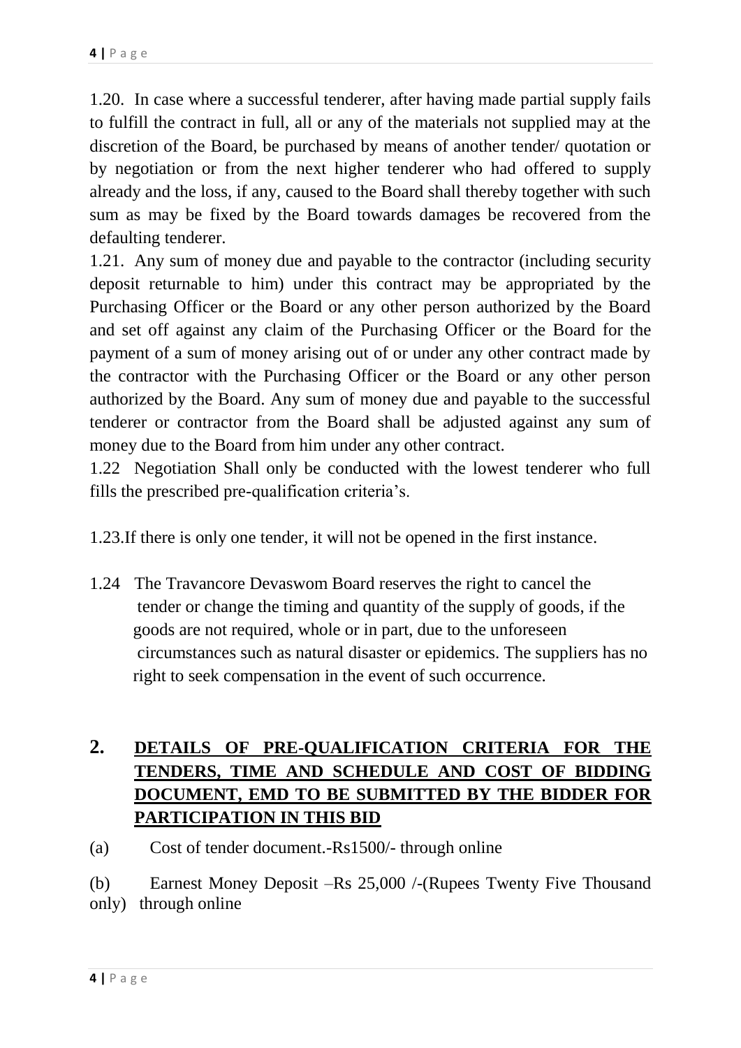1.20. In case where a successful tenderer, after having made partial supply fails to fulfill the contract in full, all or any of the materials not supplied may at the discretion of the Board, be purchased by means of another tender/ quotation or by negotiation or from the next higher tenderer who had offered to supply already and the loss, if any, caused to the Board shall thereby together with such sum as may be fixed by the Board towards damages be recovered from the defaulting tenderer.

1.21. Any sum of money due and payable to the contractor (including security deposit returnable to him) under this contract may be appropriated by the Purchasing Officer or the Board or any other person authorized by the Board and set off against any claim of the Purchasing Officer or the Board for the payment of a sum of money arising out of or under any other contract made by the contractor with the Purchasing Officer or the Board or any other person authorized by the Board. Any sum of money due and payable to the successful tenderer or contractor from the Board shall be adjusted against any sum of money due to the Board from him under any other contract.

1.22 Negotiation Shall only be conducted with the lowest tenderer who full fills the prescribed pre-qualification criteria's.

1.23.If there is only one tender, it will not be opened in the first instance.

1.24 The Travancore Devaswom Board reserves the right to cancel the tender or change the timing and quantity of the supply of goods, if the goods are not required, whole or in part, due to the unforeseen circumstances such as natural disaster or epidemics. The suppliers has no right to seek compensation in the event of such occurrence.

## 2. DETAILS OF PRE-QUALIFICATION CRITERIA FOR THE TENDERS, TIME AND SCHEDULE AND COST OF BIDDING DOCUMENT, EMD TO BE SUBMITTED BY THE BIDDER FOR PARTICIPATION IN THIS BID

(a) Cost of tender document.-Rs1500/- through online

(b) Earnest Money Deposit –Rs 25,000 /-(Rupees Twenty Five Thousand only) through online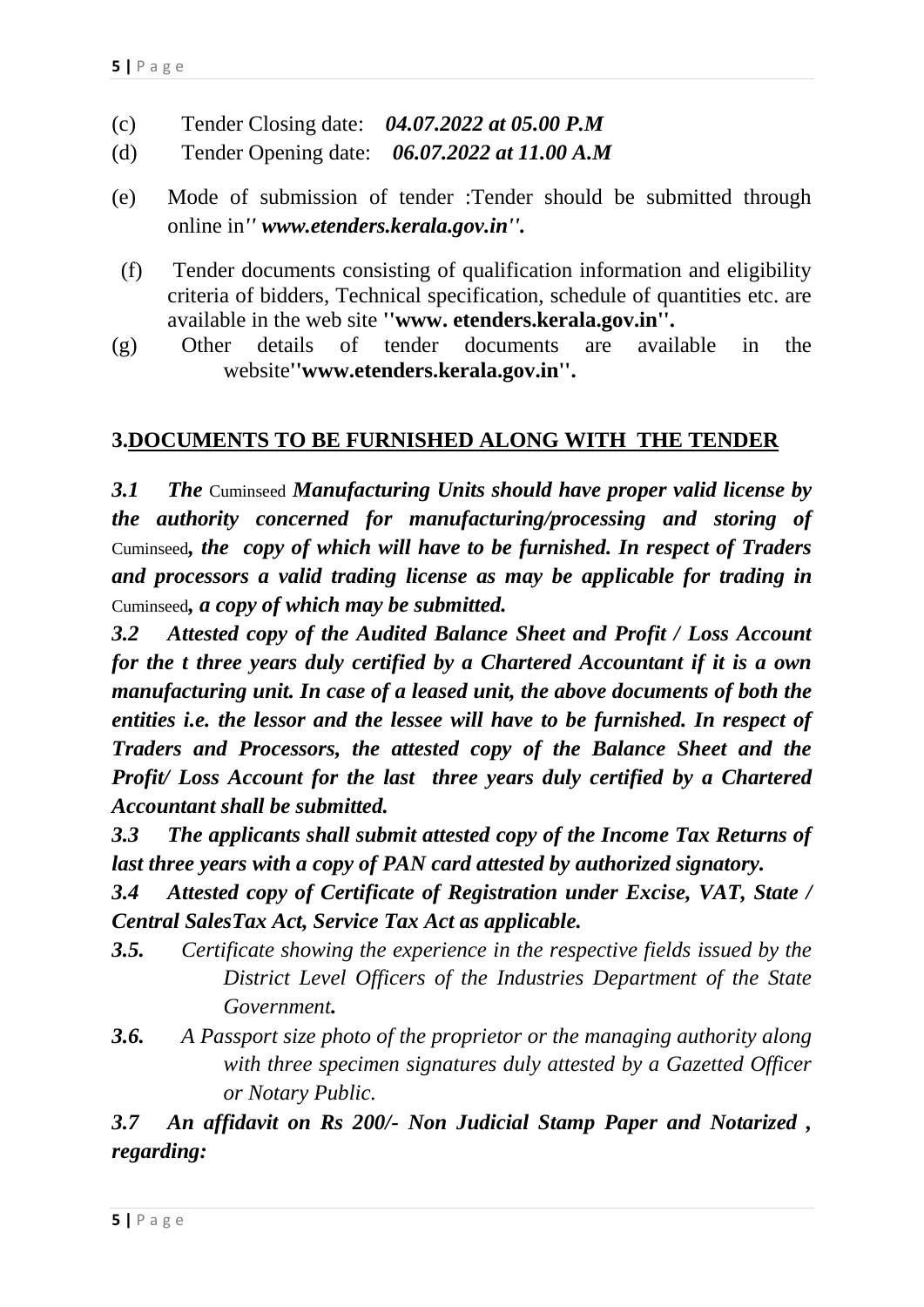(c) Tender Closing date: ***04.07.2022 at 05.00 P.M***

(d) Tender Opening date: ***06.07.2022 at 11.00 A.M***

(e) Mode of submission of tender :Tender should be submitted through online in***'' www.etenders.kerala.gov.in''.***

(f) Tender documents consisting of qualification information and eligibility criteria of bidders, Technical specification, schedule of quantities etc. are available in the web site **''www. etenders.kerala.gov.in''.**

(g) Other details of tender documents are available in the website**''www.etenders.kerala.gov.in''.**

## 3.DOCUMENTS TO BE FURNISHED ALONG WITH THE TENDER

***3.1 The*** Cuminseed ***Manufacturing Units should have proper valid license by the authority concerned for manufacturing/processing and storing of*** Cuminseed***, the copy of which will have to be furnished. In respect of Traders and processors a valid trading license as may be applicable for trading in*** Cuminseed***, a copy of which may be submitted.***

***3.2 Attested copy of the Audited Balance Sheet and Profit / Loss Account for the t three years duly certified by a Chartered Accountant if it is a own manufacturing unit. In case of a leased unit, the above documents of both the entities i.e. the lessor and the lessee will have to be furnished. In respect of Traders and Processors, the attested copy of the Balance Sheet and the Profit/ Loss Account for the last three years duly certified by a Chartered Accountant shall be submitted.***

***3.3 The applicants shall submit attested copy of the Income Tax Returns of last three years with a copy of PAN card attested by authorized signatory.***

***3.4 Attested copy of Certificate of Registration under Excise, VAT, State / Central SalesTax Act, Service Tax Act as applicable.***

***3.5.*** *Certificate showing the experience in the respective fields issued by the District Level Officers of the Industries Department of the State Government****.***

***3.6.*** *A Passport size photo of the proprietor or the managing authority along with three specimen signatures duly attested by a Gazetted Officer or Notary Public.*

***3.7 An affidavit on Rs 200/- Non Judicial Stamp Paper and Notarized , regarding:***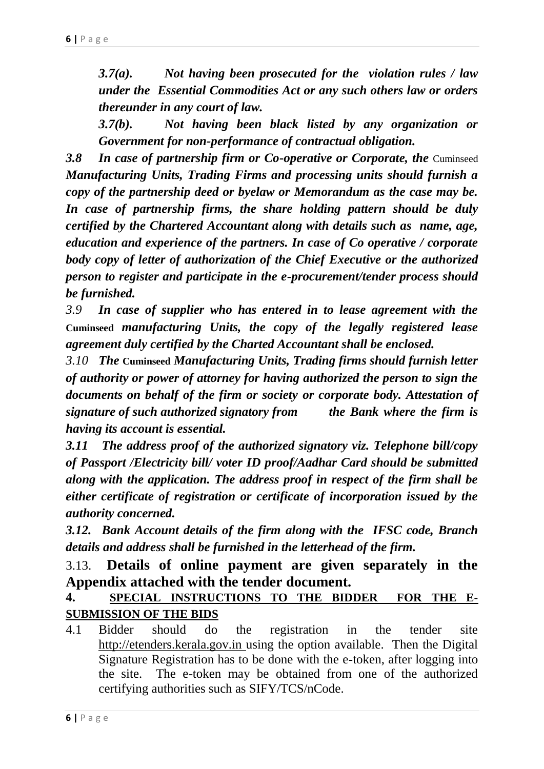*3.7(a). Not having been prosecuted for the violation rules / law under the Essential Commodities Act or any such others law or orders thereunder in any court of law.*

*3.7(b). Not having been black listed by any organization or Government for non-performance of contractual obligation.*

***3.8 In case of partnership firm or Co-operative or Corporate, the*** Cuminseed ***Manufacturing Units, Trading Firms and processing units should furnish a copy of the partnership deed or byelaw or Memorandum as the case may be. In case of partnership firms, the share holding pattern should be duly certified by the Chartered Accountant along with details such as name, age, education and experience of the partners. In case of Co operative / corporate body copy of letter of authorization of the Chief Executive or the authorized person to register and participate in the e-procurement/tender process should be furnished.***

*3.9* ***In case of supplier who has entered in to lease agreement with the*** **Cuminseed** ***manufacturing Units, the copy of the legally registered lease agreement duly certified by the Charted Accountant shall be enclosed.***

*3.10* ***The*** **Cuminseed** ***Manufacturing Units, Trading firms should furnish letter of authority or power of attorney for having authorized the person to sign the documents on behalf of the firm or society or corporate body. Attestation of signature of such authorized signatory from the Bank where the firm is having its account is essential.***

***3.11 The address proof of the authorized signatory viz. Telephone bill/copy of Passport /Electricity bill/ voter ID proof/Aadhar Card should be submitted along with the application. The address proof in respect of the firm shall be either certificate of registration or certificate of incorporation issued by the authority concerned.***

***3.12. Bank Account details of the firm along with the IFSC code, Branch details and address shall be furnished in the letterhead of the firm.***

3.13. **Details of online payment are given separately in the Appendix attached with the tender document.**

## 4. SPECIAL INSTRUCTIONS TO THE BIDDER FOR THE E-SUBMISSION OF THE BIDS

4.1 Bidder should do the registration in the tender site http://etenders.kerala.gov.in using the option available. Then the Digital Signature Registration has to be done with the e-token, after logging into the site. The e-token may be obtained from one of the authorized certifying authorities such as SIFY/TCS/nCode.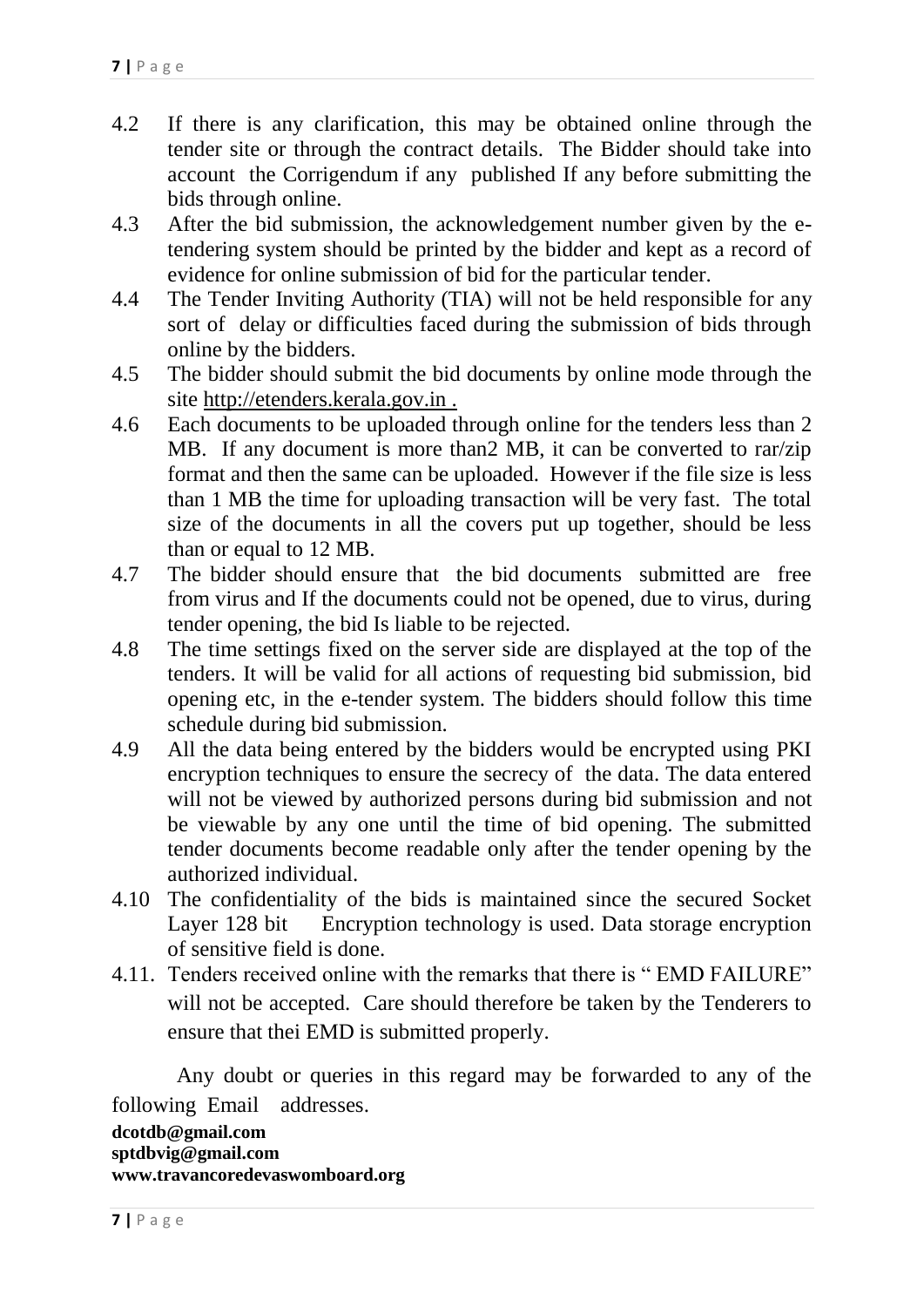4.2 If there is any clarification, this may be obtained online through the tender site or through the contract details. The Bidder should take into account the Corrigendum if any published If any before submitting the bids through online.

4.3 After the bid submission, the acknowledgement number given by the e-tendering system should be printed by the bidder and kept as a record of evidence for online submission of bid for the particular tender.

4.4 The Tender Inviting Authority (TIA) will not be held responsible for any sort of delay or difficulties faced during the submission of bids through online by the bidders.

4.5 The bidder should submit the bid documents by online mode through the site http://etenders.kerala.gov.in .

4.6 Each documents to be uploaded through online for the tenders less than 2 MB. If any document is more than2 MB, it can be converted to rar/zip format and then the same can be uploaded. However if the file size is less than 1 MB the time for uploading transaction will be very fast. The total size of the documents in all the covers put up together, should be less than or equal to 12 MB.

4.7 The bidder should ensure that the bid documents submitted are free from virus and If the documents could not be opened, due to virus, during tender opening, the bid Is liable to be rejected.

4.8 The time settings fixed on the server side are displayed at the top of the tenders. It will be valid for all actions of requesting bid submission, bid opening etc, in the e-tender system. The bidders should follow this time schedule during bid submission.

4.9 All the data being entered by the bidders would be encrypted using PKI encryption techniques to ensure the secrecy of the data. The data entered will not be viewed by authorized persons during bid submission and not be viewable by any one until the time of bid opening. The submitted tender documents become readable only after the tender opening by the authorized individual.

4.10 The confidentiality of the bids is maintained since the secured Socket Layer 128 bit Encryption technology is used. Data storage encryption of sensitive field is done.

4.11. Tenders received online with the remarks that there is " EMD FAILURE" will not be accepted. Care should therefore be taken by the Tenderers to ensure that thei EMD is submitted properly.

Any doubt or queries in this regard may be forwarded to any of the following Email addresses.

**dcotdb@gmail.com**
**sptdbvig@gmail.com**
**www.travancoredevaswomboard.org**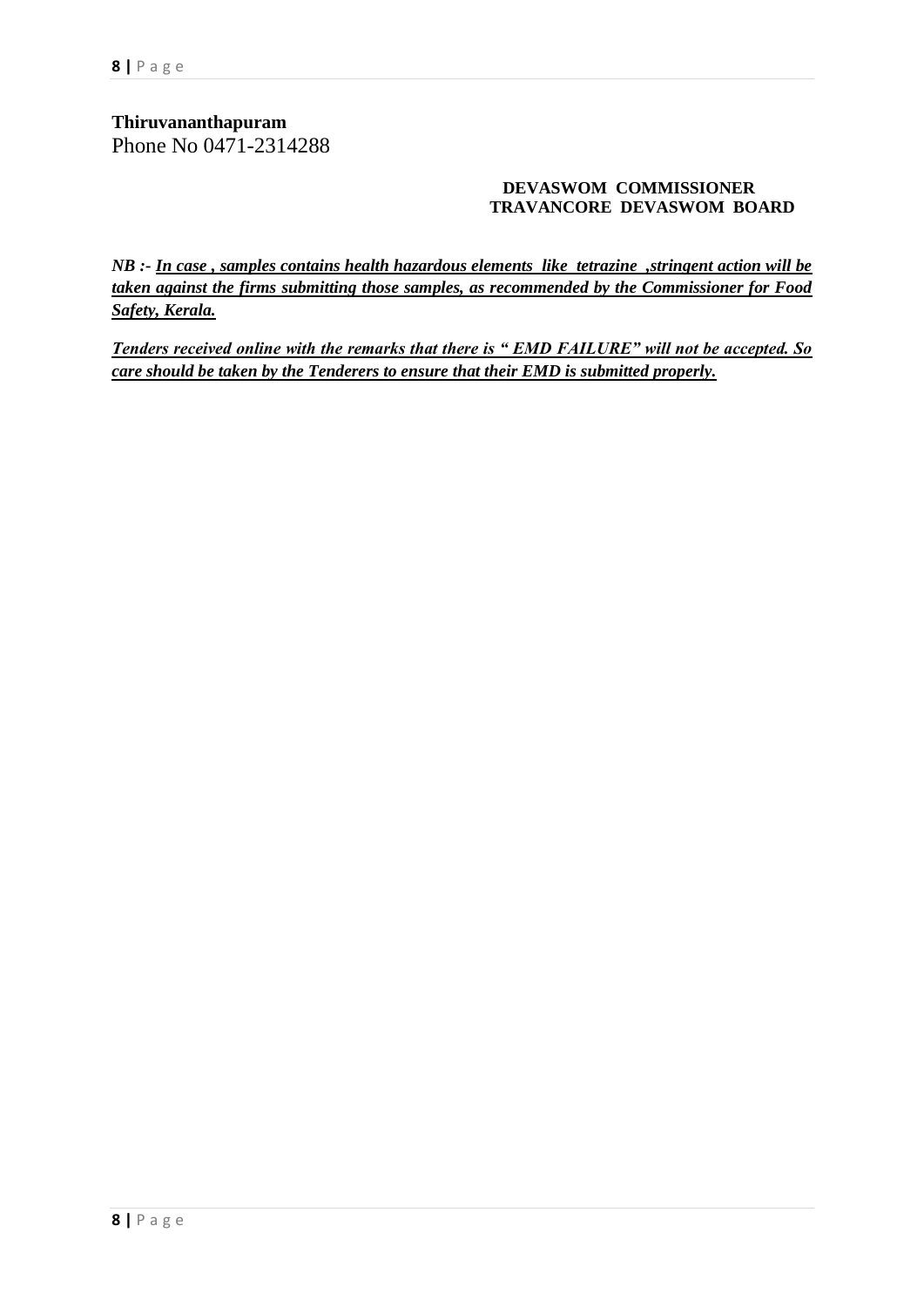**Thiruvananthapuram**
Phone No 0471-2314288

**DEVASWOM COMMISSIONER**
**TRAVANCORE DEVASWOM BOARD**

***NB :-*** ***<u>In case , samples contains health hazardous elements like tetrazine ,stringent action will be taken against the firms submitting those samples, as recommended by the Commissioner for Food Safety, Kerala.</u>***

***<u>Tenders received online with the remarks that there is " EMD FAILURE" will not be accepted. So care should be taken by the Tenderers to ensure that their EMD is submitted properly.</u>***